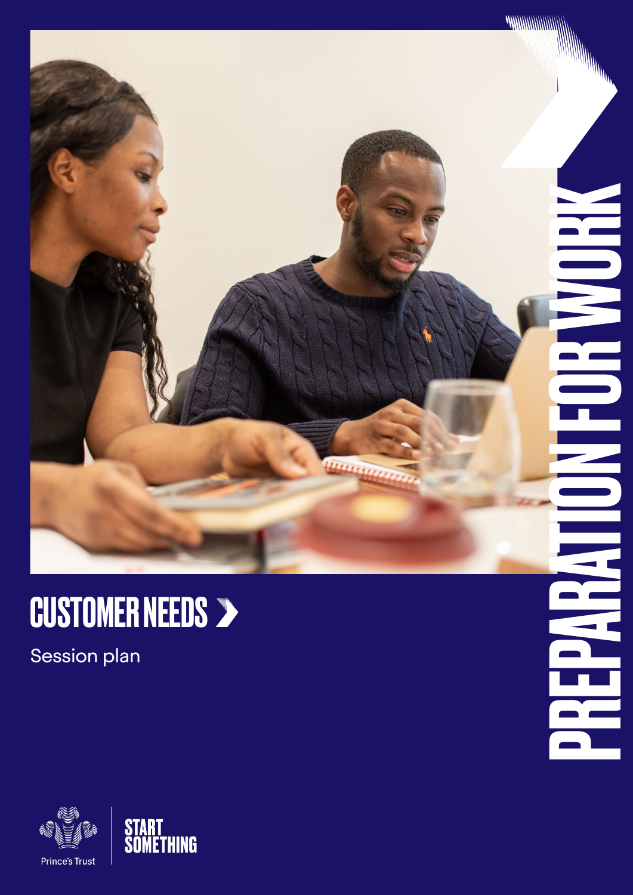# CUSTOMER NEEDS

Session plan

PREPARATION FOR WORK

Prince's Trust

START SOMETHING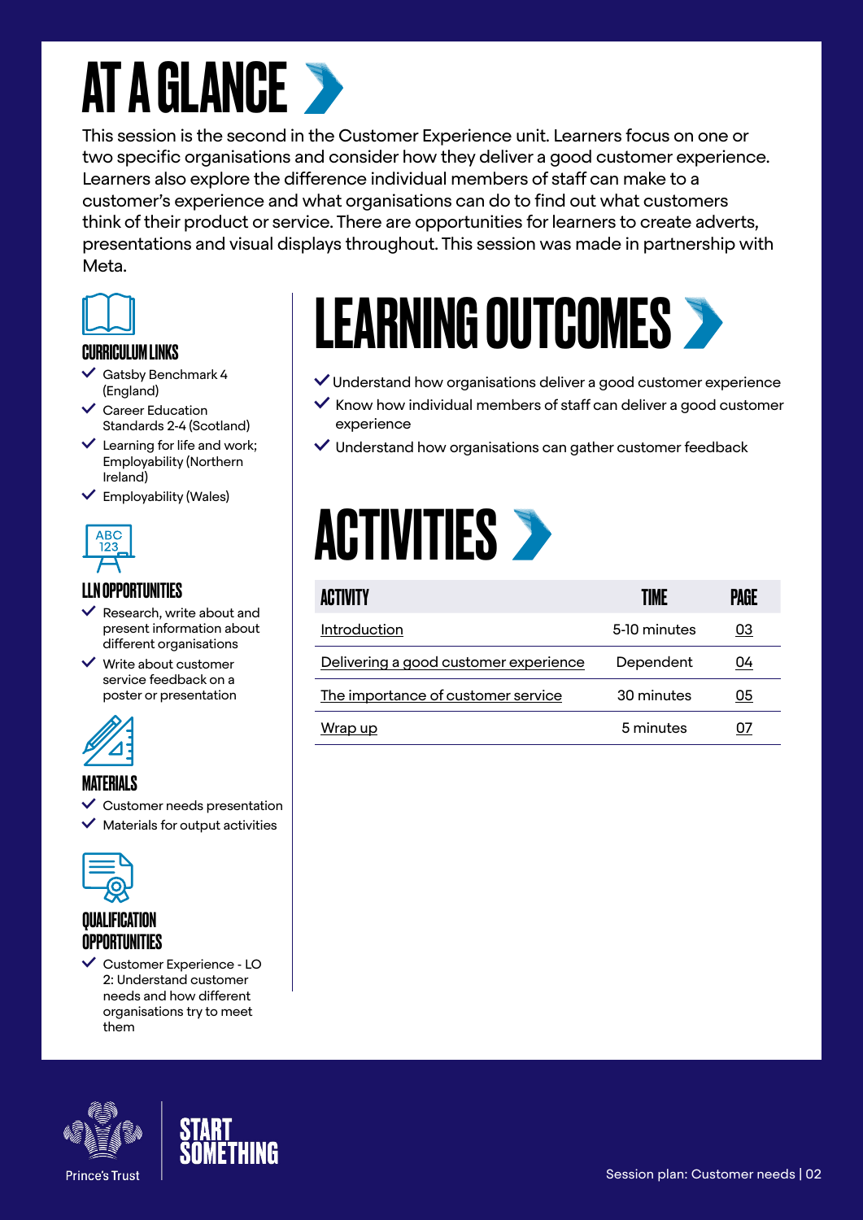# AT A GLANCE

This session is the second in the Customer Experience unit. Learners focus on one or two specific organisations and consider how they deliver a good customer experience. Learners also explore the difference individual members of staff can make to a customer's experience and what organisations can do to find out what customers think of their product or service. There are opportunities for learners to create adverts, presentations and visual displays throughout. This session was made in partnership with Meta.

## CURRICULUM LINKS

- Gatsby Benchmark 4 (England)
- Career Education Standards 2-4 (Scotland)
- Learning for life and work; Employability (Northern Ireland)
- Employability (Wales)

## LLN OPPORTUNITIES

- Research, write about and present information about different organisations
- Write about customer service feedback on a poster or presentation

## MATERIALS

- Customer needs presentation
- Materials for output activities

## QUALIFICATION OPPORTUNITIES

- Customer Experience - LO 2: Understand customer needs and how different organisations try to meet them

# LEARNING OUTCOMES

- Understand how organisations deliver a good customer experience
- Know how individual members of staff can deliver a good customer experience
- Understand how organisations can gather customer feedback

# ACTIVITIES

| ACTIVITY | TIME | PAGE |
| --- | --- | --- |
| Introduction | 5-10 minutes | 03 |
| Delivering a good customer experience | Dependent | 04 |
| The importance of customer service | 30 minutes | 05 |
| Wrap up | 5 minutes | 07 |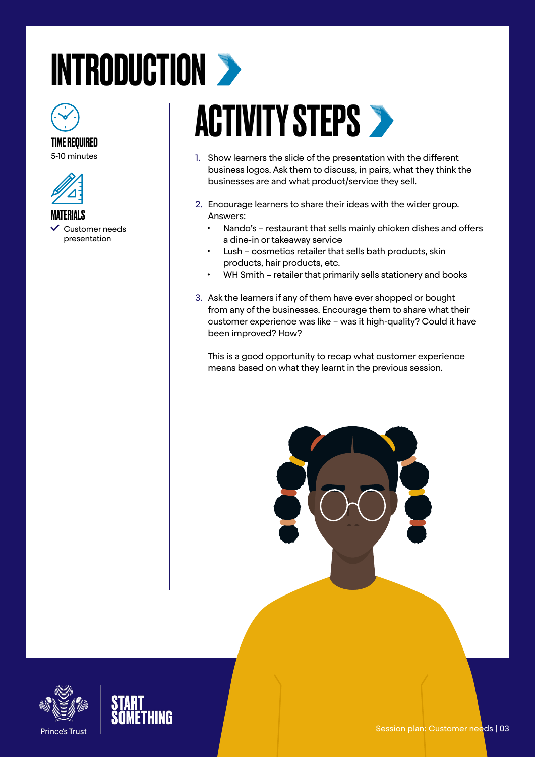# INTRODUCTION

**TIME REQUIRED**

5-10 minutes

**MATERIALS**

- ✓ Customer needs presentation

## ACTIVITY STEPS

1. Show learners the slide of the presentation with the different business logos. Ask them to discuss, in pairs, what they think the businesses are and what product/service they sell.

2. Encourage learners to share their ideas with the wider group. Answers:
   - Nando's – restaurant that sells mainly chicken dishes and offers a dine-in or takeaway service
   - Lush – cosmetics retailer that sells bath products, skin products, hair products, etc.
   - WH Smith – retailer that primarily sells stationery and books

3. Ask the learners if any of them have ever shopped or bought from any of the businesses. Encourage them to share what their customer experience was like – was it high-quality? Could it have been improved? How?

   This is a good opportunity to recap what customer experience means based on what they learnt in the previous session.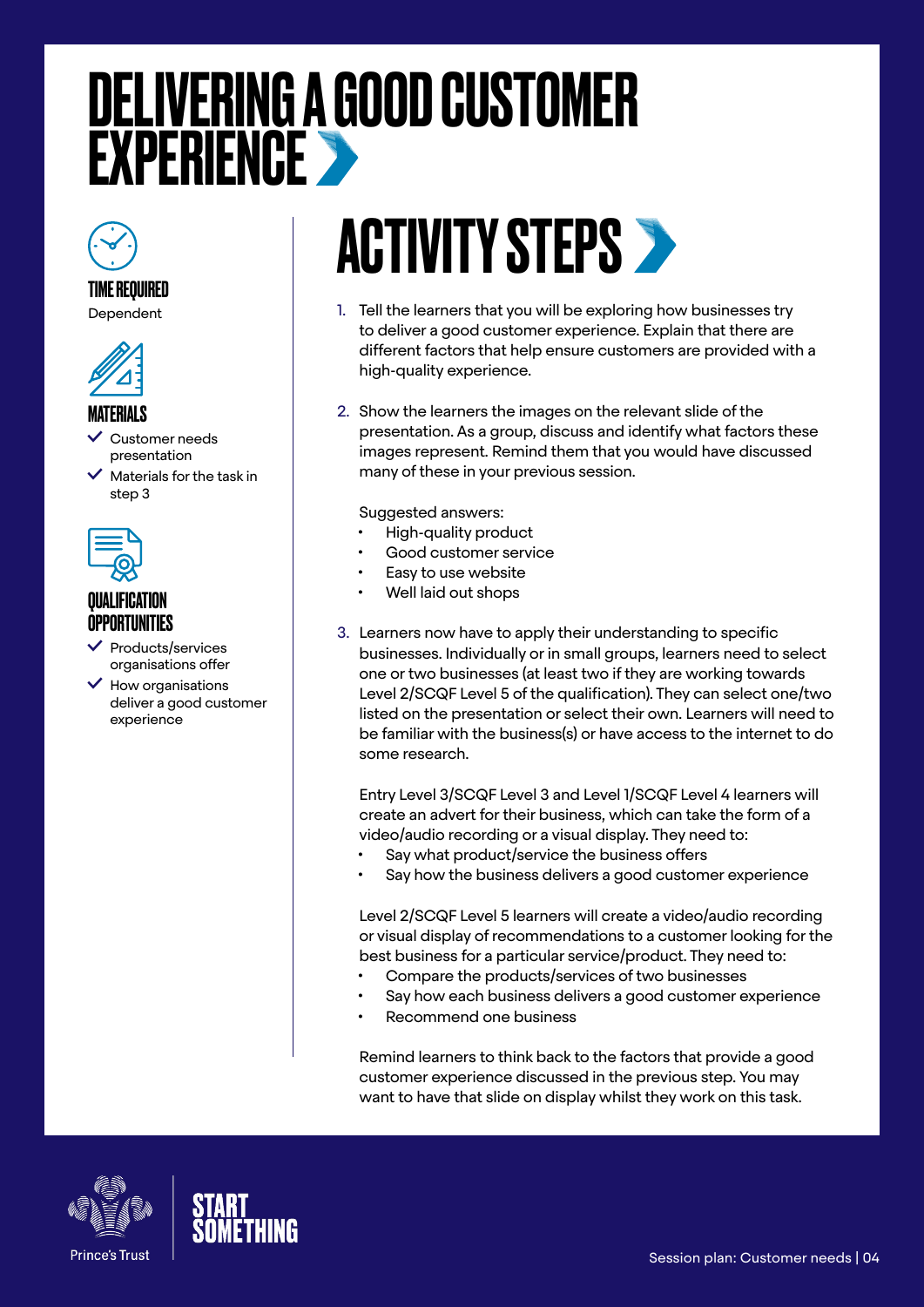# DELIVERING A GOOD CUSTOMER EXPERIENCE

### TIME REQUIRED

Dependent

### MATERIALS

- Customer needs presentation
- Materials for the task in step 3

### QUALIFICATION OPPORTUNITIES

- Products/services organisations offer
- How organisations deliver a good customer experience

## ACTIVITY STEPS

1. Tell the learners that you will be exploring how businesses try to deliver a good customer experience. Explain that there are different factors that help ensure customers are provided with a high-quality experience.

2. Show the learners the images on the relevant slide of the presentation. As a group, discuss and identify what factors these images represent. Remind them that you would have discussed many of these in your previous session.

   Suggested answers:
   - High-quality product
   - Good customer service
   - Easy to use website
   - Well laid out shops

3. Learners now have to apply their understanding to specific businesses. Individually or in small groups, learners need to select one or two businesses (at least two if they are working towards Level 2/SCQF Level 5 of the qualification). They can select one/two listed on the presentation or select their own. Learners will need to be familiar with the business(s) or have access to the internet to do some research.

   Entry Level 3/SCQF Level 3 and Level 1/SCQF Level 4 learners will create an advert for their business, which can take the form of a video/audio recording or a visual display. They need to:
   - Say what product/service the business offers
   - Say how the business delivers a good customer experience

   Level 2/SCQF Level 5 learners will create a video/audio recording or visual display of recommendations to a customer looking for the best business for a particular service/product. They need to:
   - Compare the products/services of two businesses
   - Say how each business delivers a good customer experience
   - Recommend one business

   Remind learners to think back to the factors that provide a good customer experience discussed in the previous step. You may want to have that slide on display whilst they work on this task.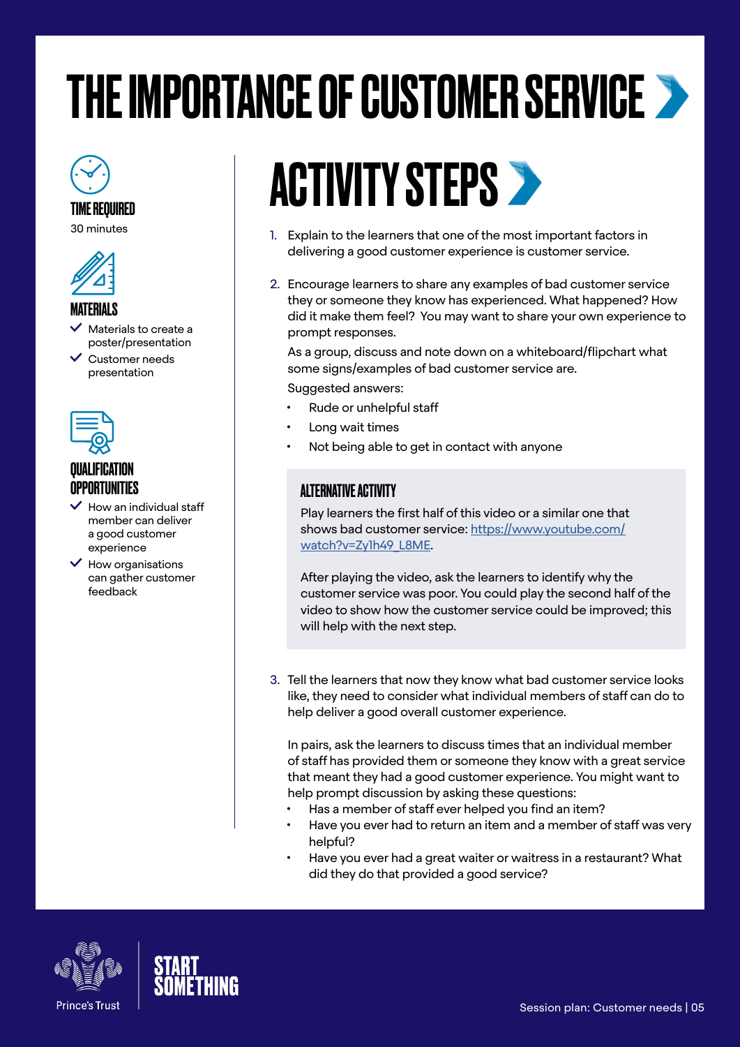# THE IMPORTANCE OF CUSTOMER SERVICE

### TIME REQUIRED

30 minutes

### MATERIALS

- Materials to create a poster/presentation
- Customer needs presentation

### QUALIFICATION OPPORTUNITIES

- How an individual staff member can deliver a good customer experience
- How organisations can gather customer feedback

## ACTIVITY STEPS

1. Explain to the learners that one of the most important factors in delivering a good customer experience is customer service.

2. Encourage learners to share any examples of bad customer service they or someone they know has experienced. What happened? How did it make them feel? You may want to share your own experience to prompt responses.

   As a group, discuss and note down on a whiteboard/flipchart what some signs/examples of bad customer service are.

   Suggested answers:

   - Rude or unhelpful staff
   - Long wait times
   - Not being able to get in contact with anyone

   > ### ALTERNATIVE ACTIVITY
   >
   > Play learners the first half of this video or a similar one that shows bad customer service: https://www.youtube.com/watch?v=Zy1h49_L8ME.
   >
   > After playing the video, ask the learners to identify why the customer service was poor. You could play the second half of the video to show how the customer service could be improved; this will help with the next step.

3. Tell the learners that now they know what bad customer service looks like, they need to consider what individual members of staff can do to help deliver a good overall customer experience.

   In pairs, ask the learners to discuss times that an individual member of staff has provided them or someone they know with a great service that meant they had a good customer experience. You might want to help prompt discussion by asking these questions:

   - Has a member of staff ever helped you find an item?
   - Have you ever had to return an item and a member of staff was very helpful?
   - Have you ever had a great waiter or waitress in a restaurant? What did they do that provided a good service?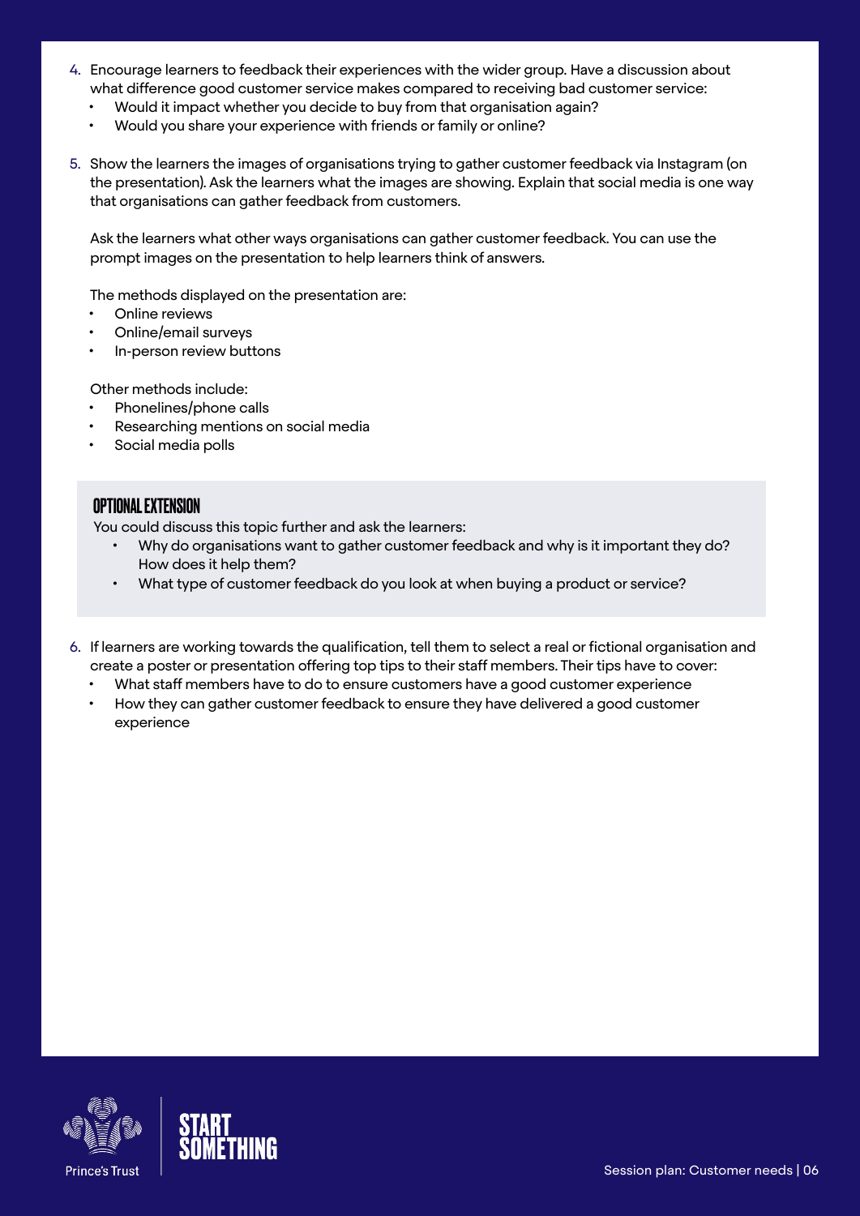4. Encourage learners to feedback their experiences with the wider group. Have a discussion about what difference good customer service makes compared to receiving bad customer service:
   - Would it impact whether you decide to buy from that organisation again?
   - Would you share your experience with friends or family or online?

5. Show the learners the images of organisations trying to gather customer feedback via Instagram (on the presentation). Ask the learners what the images are showing. Explain that social media is one way that organisations can gather feedback from customers.

   Ask the learners what other ways organisations can gather customer feedback. You can use the prompt images on the presentation to help learners think of answers.

   The methods displayed on the presentation are:
   - Online reviews
   - Online/email surveys
   - In-person review buttons

   Other methods include:
   - Phonelines/phone calls
   - Researching mentions on social media
   - Social media polls

> **OPTIONAL EXTENSION**
>
> You could discuss this topic further and ask the learners:
> - Why do organisations want to gather customer feedback and why is it important they do? How does it help them?
> - What type of customer feedback do you look at when buying a product or service?

6. If learners are working towards the qualification, tell them to select a real or fictional organisation and create a poster or presentation offering top tips to their staff members. Their tips have to cover:
   - What staff members have to do to ensure customers have a good customer experience
   - How they can gather customer feedback to ensure they have delivered a good customer experience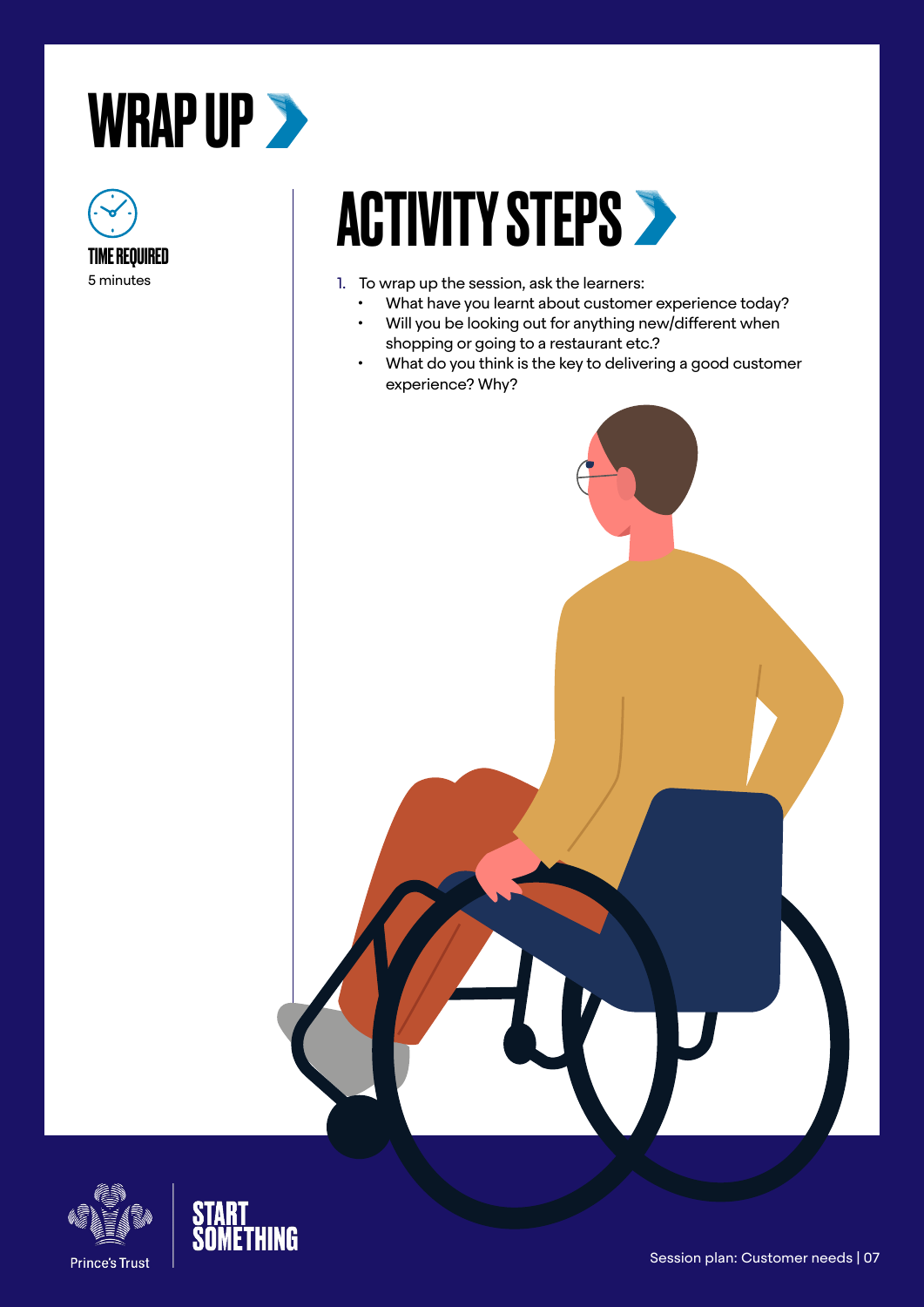# WRAP UP

**TIME REQUIRED**
5 minutes

## ACTIVITY STEPS

1. To wrap up the session, ask the learners:
   - What have you learnt about customer experience today?
   - Will you be looking out for anything new/different when shopping or going to a restaurant etc.?
   - What do you think is the key to delivering a good customer experience? Why?